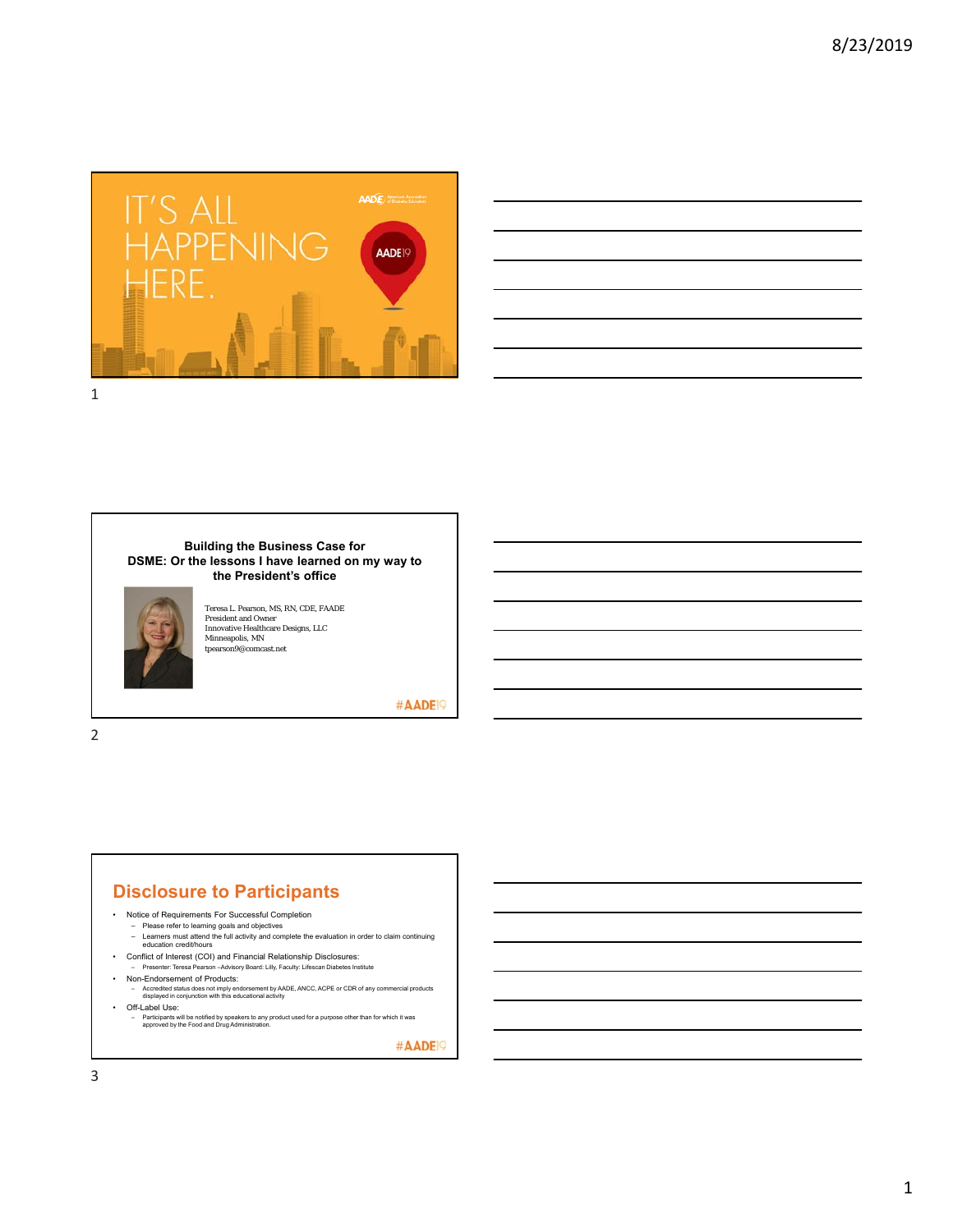IT'S ALL HAPPENING HERE.

AADE American Association of Diabetes Educators

AADE19

**Building the Business Case for DSME: Or the lessons I have learned on my way to the President's office**

Teresa L. Pearson, MS, RN, CDE, FAADE
President and Owner
Innovative Healthcare Designs, LLC
Minneapolis, MN
tpearson9@comcast.net

#AADE19

## Disclosure to Participants

- Notice of Requirements For Successful Completion
  - Please refer to learning goals and objectives
  - Learners must attend the full activity and complete the evaluation in order to claim continuing education credit/hours
- Conflict of Interest (COI) and Financial Relationship Disclosures:
  - Presenter: Teresa Pearson –Advisory Board: Lilly, Faculty: Lifescan Diabetes Institute
- Non-Endorsement of Products:
  - Accredited status does not imply endorsement by AADE, ANCC, ACPE or CDR of any commercial products displayed in conjunction with this educational activity
- Off-Label Use:
  - Participants will be notified by speakers to any product used for a purpose other than for which it was approved by the Food and Drug Administration.

#AADE19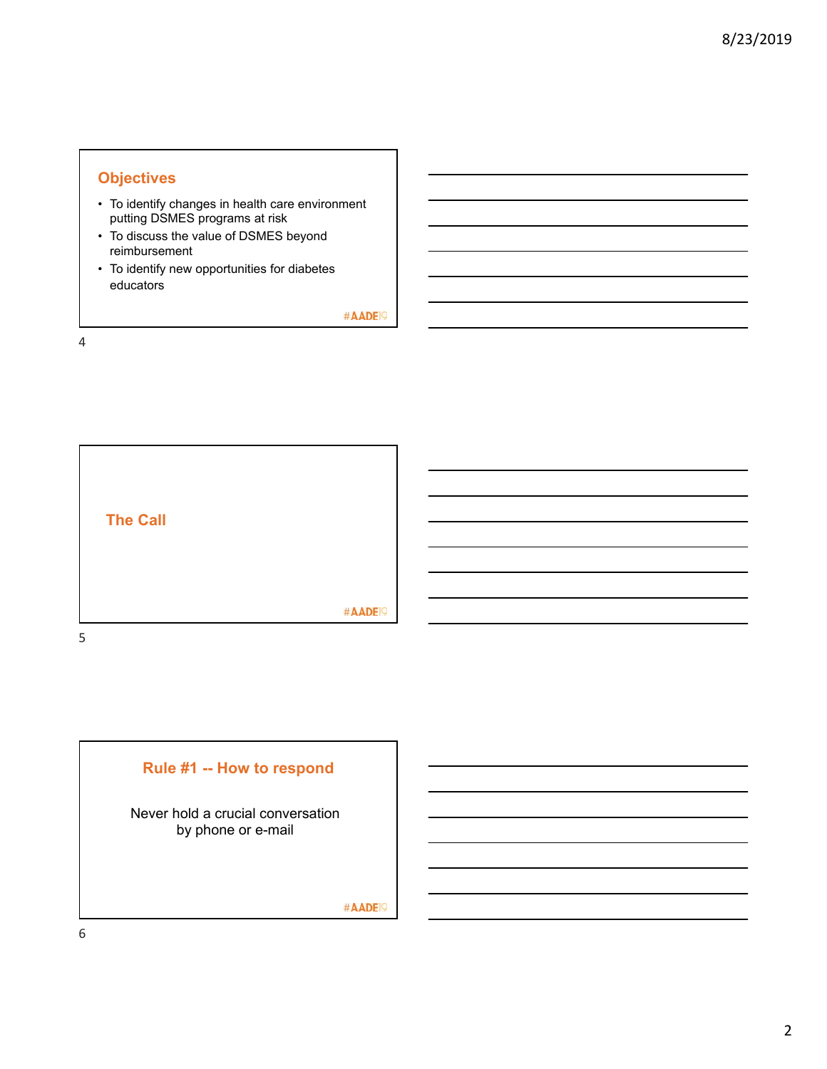## Objectives

- To identify changes in health care environment putting DSMES programs at risk
- To discuss the value of DSMES beyond reimbursement
- To identify new opportunities for diabetes educators

#AADE19

## The Call

#AADE19

## Rule #1 -- How to respond

Never hold a crucial conversation by phone or e-mail

#AADE19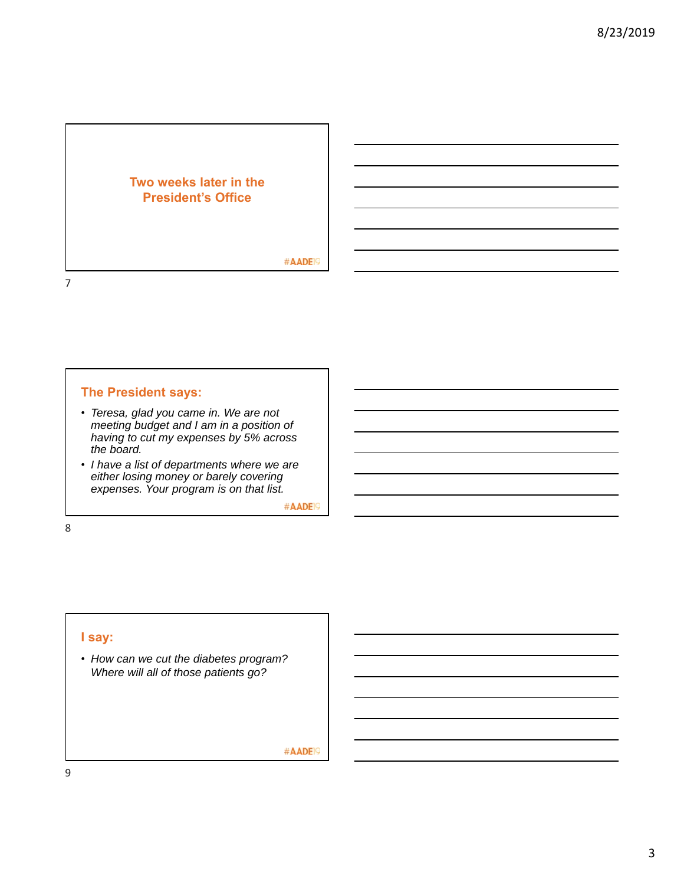## Two weeks later in the President's Office

#AADE19

## The President says:

- *Teresa, glad you came in. We are not meeting budget and I am in a position of having to cut my expenses by 5% across the board.*
- *I have a list of departments where we are either losing money or barely covering expenses. Your program is on that list.*

#AADE19

## I say:

- *How can we cut the diabetes program? Where will all of those patients go?*

#AADE19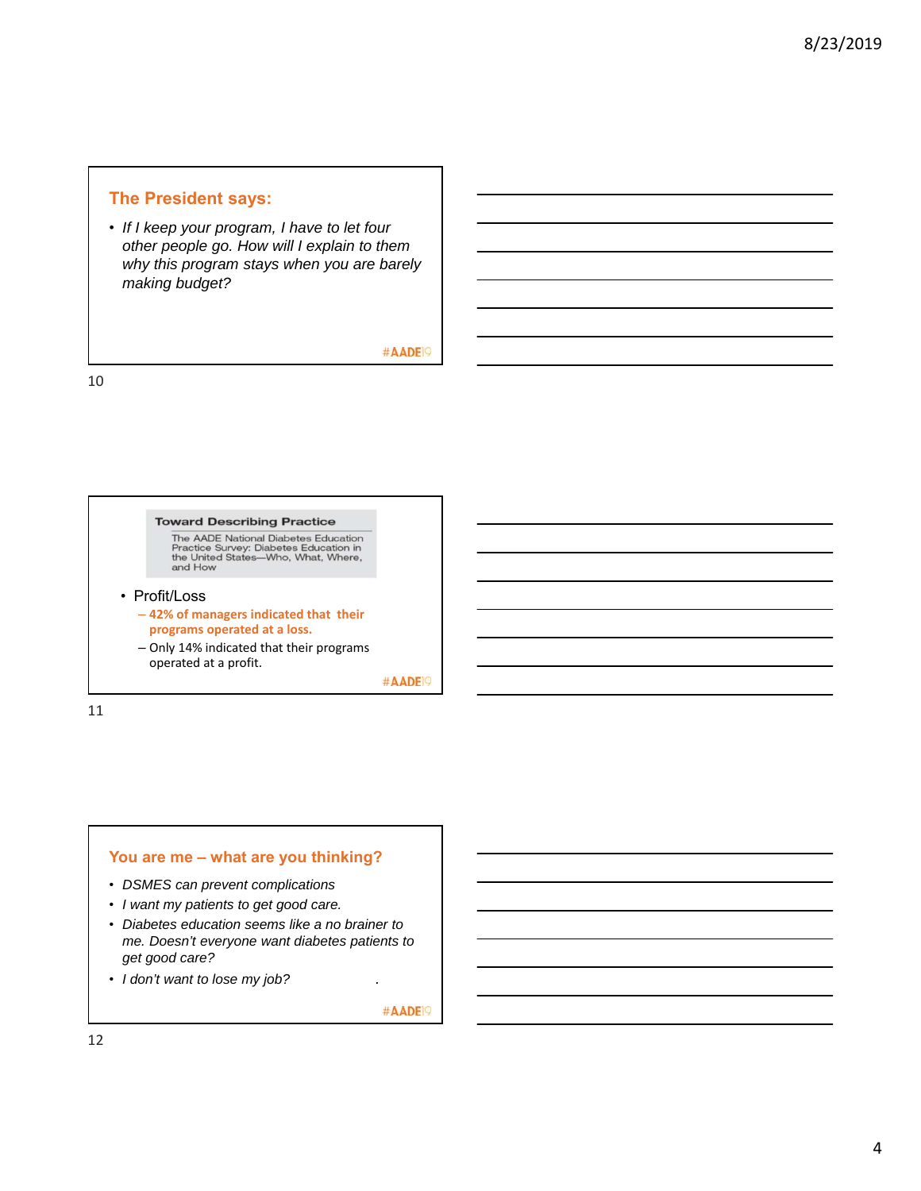## The President says:

- *If I keep your program, I have to let four other people go. How will I explain to them why this program stays when you are barely making budget?*

#AADE19

---

**Toward Describing Practice**

The AADE National Diabetes Education Practice Survey: Diabetes Education in the United States—Who, What, Where, and How

- Profit/Loss
  - **42% of managers indicated that their programs operated at a loss.**
  - Only 14% indicated that their programs operated at a profit.

#AADE19

---

## You are me – what are you thinking?

- *DSMES can prevent complications*
- *I want my patients to get good care.*
- *Diabetes education seems like a no brainer to me. Doesn't everyone want diabetes patients to get good care?*
- *I don't want to lose my job?*

#AADE19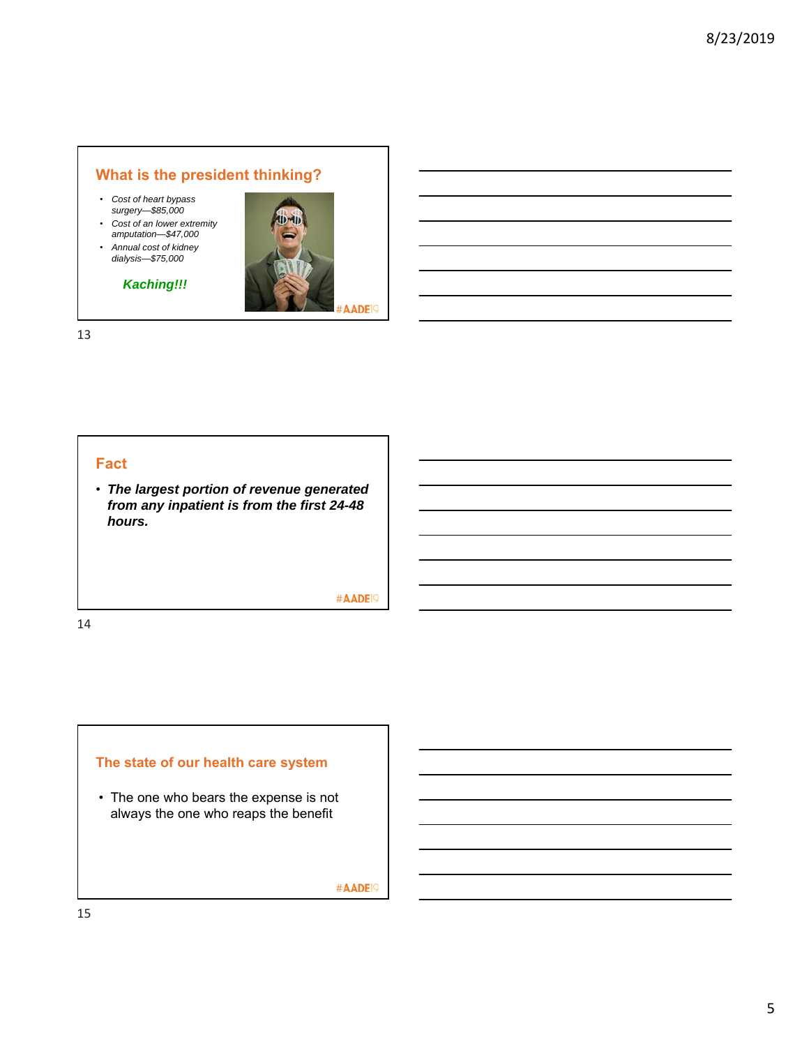## What is the president thinking?

- *Cost of heart bypass surgery—$85,000*
- *Cost of an lower extremity amputation—$47,000*
- *Annual cost of kidney dialysis—$75,000*

***Kaching!!!***

#AADE19

## Fact

- ***The largest portion of revenue generated from any inpatient is from the first 24-48 hours.***

#AADE19

## The state of our health care system

- The one who bears the expense is not always the one who reaps the benefit

#AADE19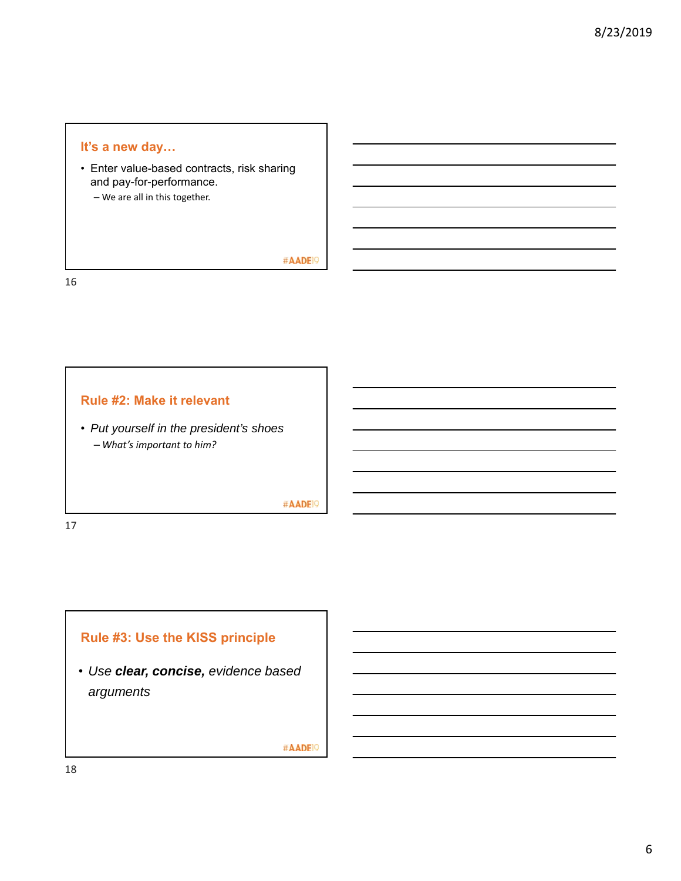## It's a new day…

- Enter value-based contracts, risk sharing and pay-for-performance.
  - We are all in this together.

#AADE19

## Rule #2: Make it relevant

- *Put yourself in the president's shoes*
  - *What's important to him?*

#AADE19

## Rule #3: Use the KISS principle

- *Use **clear, concise,** evidence based arguments*

#AADE19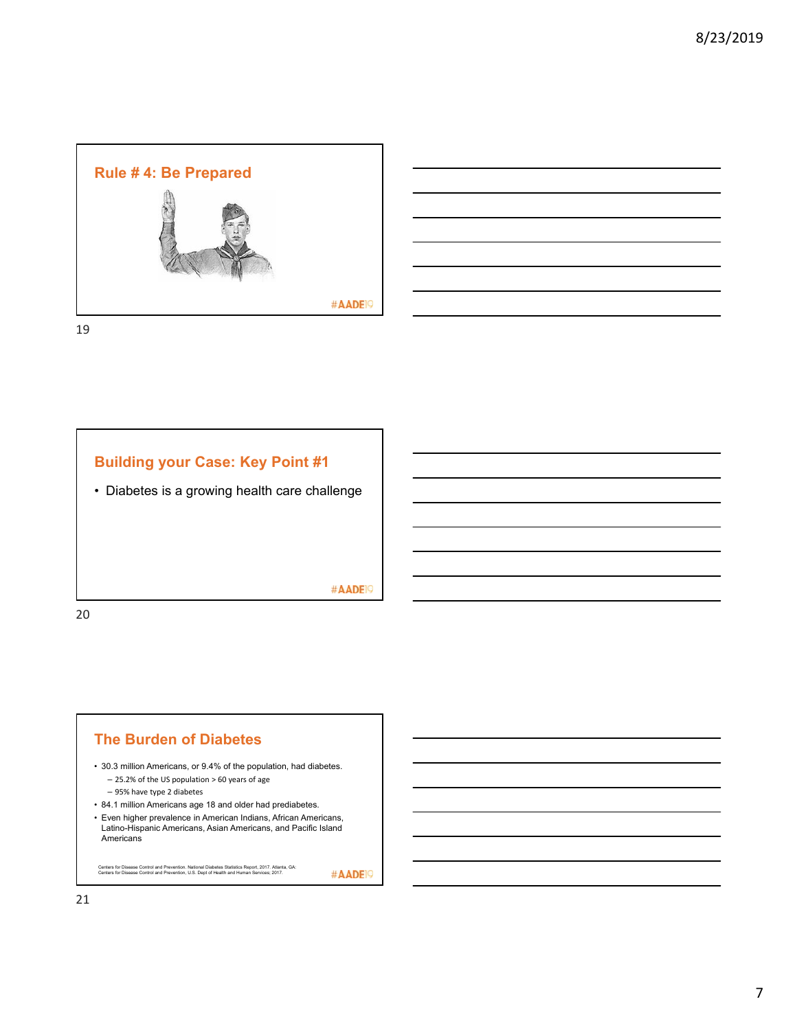## Rule # 4: Be Prepared

#AADE19

## Building your Case: Key Point #1

- Diabetes is a growing health care challenge

#AADE19

## The Burden of Diabetes

- 30.3 million Americans, or 9.4% of the population, had diabetes.
  - 25.2% of the US population > 60 years of age
  - 95% have type 2 diabetes
- 84.1 million Americans age 18 and older had prediabetes.
- Even higher prevalence in American Indians, African Americans, Latino-Hispanic Americans, Asian Americans, and Pacific Island Americans

Centers for Disease Control and Prevention. National Diabetes Statistics Report, 2017. Atlanta, GA: Centers for Disease Control and Prevention, U.S. Dept of Health and Human Services; 2017.

#AADE19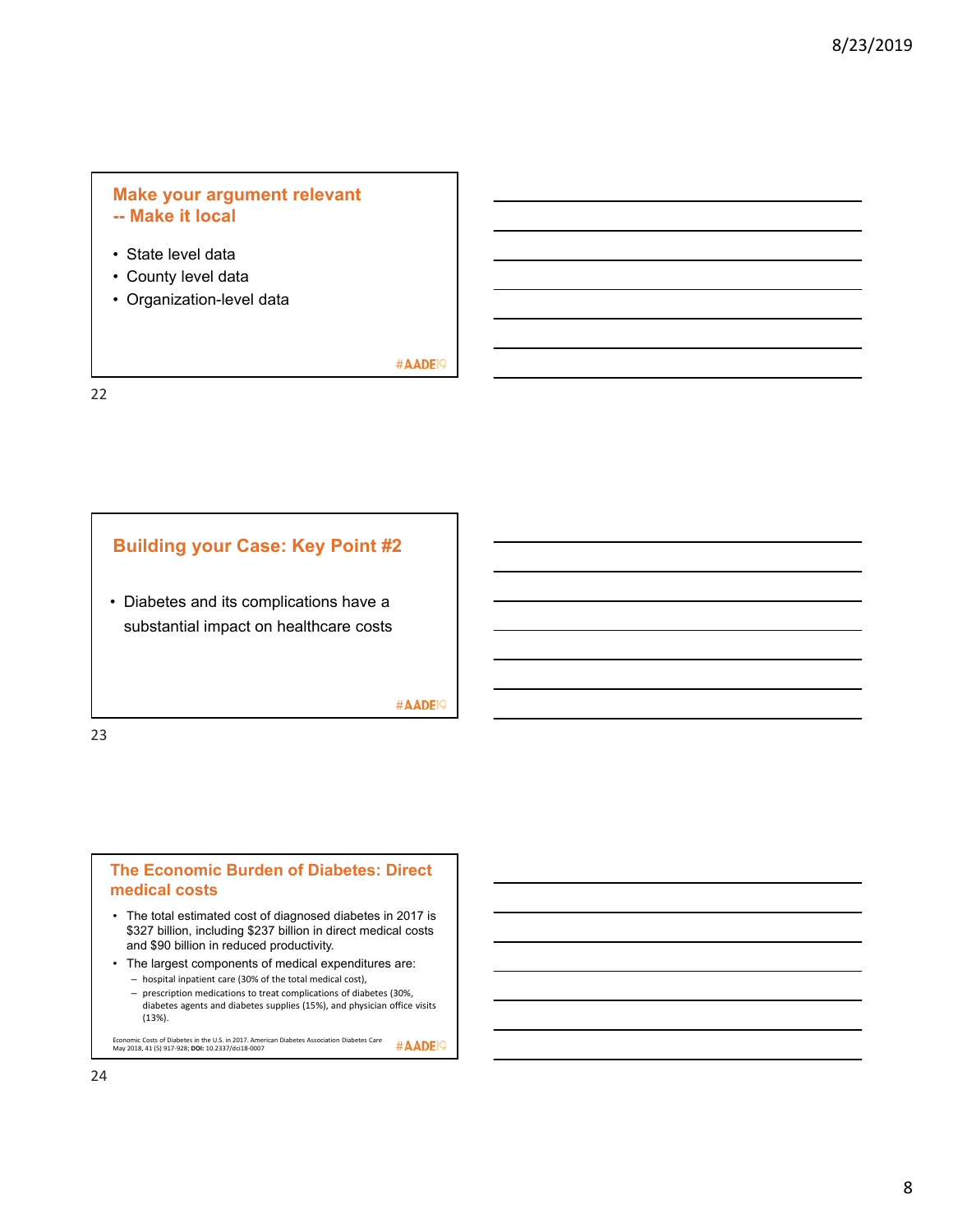## Make your argument relevant -- Make it local

- State level data
- County level data
- Organization-level data

#AADE19

## Building your Case: Key Point #2

- Diabetes and its complications have a substantial impact on healthcare costs

#AADE19

## The Economic Burden of Diabetes: Direct medical costs

- The total estimated cost of diagnosed diabetes in 2017 is $327 billion, including $237 billion in direct medical costs and $90 billion in reduced productivity.
- The largest components of medical expenditures are:
  - hospital inpatient care (30% of the total medical cost),
  - prescription medications to treat complications of diabetes (30%, diabetes agents and diabetes supplies (15%), and physician office visits (13%).

Economic Costs of Diabetes in the U.S. in 2017. American Diabetes Association Diabetes Care May 2018, 41 (5) 917-928; **DOI:** 10.2337/dci18-0007

#AADE19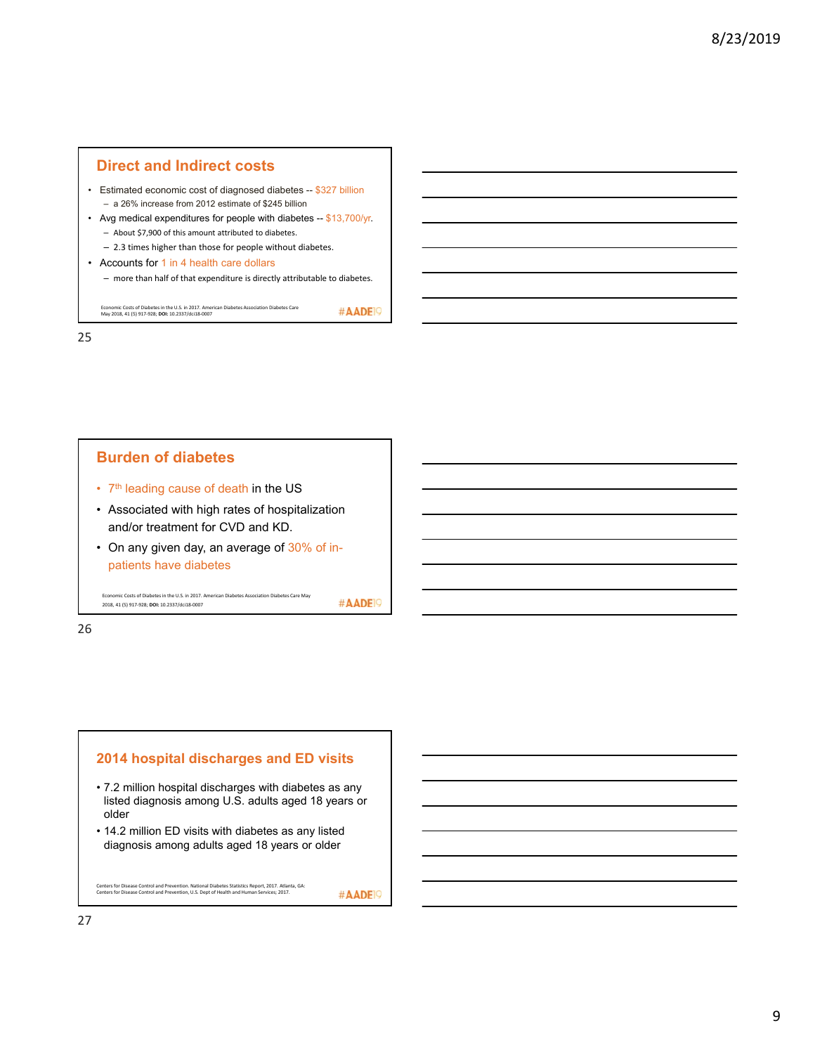## Direct and Indirect costs

- Estimated economic cost of diagnosed diabetes -- $327 billion
  - a 26% increase from 2012 estimate of $245 billion
- Avg medical expenditures for people with diabetes -- $13,700/yr.
  - About $7,900 of this amount attributed to diabetes.
  - 2.3 times higher than those for people without diabetes.
- Accounts for 1 in 4 health care dollars
  - more than half of that expenditure is directly attributable to diabetes.

Economic Costs of Diabetes in the U.S. in 2017. American Diabetes Association Diabetes Care May 2018, 41 (5) 917-928; **DOI:** 10.2337/dci18-0007

#AADE19

## Burden of diabetes

- 7th leading cause of death in the US
- Associated with high rates of hospitalization and/or treatment for CVD and KD.
- On any given day, an average of 30% of in-patients have diabetes

Economic Costs of Diabetes in the U.S. in 2017. American Diabetes Association Diabetes Care May 2018, 41 (5) 917-928; **DOI:** 10.2337/dci18-0007

#AADE19

## 2014 hospital discharges and ED visits

- 7.2 million hospital discharges with diabetes as any listed diagnosis among U.S. adults aged 18 years or older
- 14.2 million ED visits with diabetes as any listed diagnosis among adults aged 18 years or older

Centers for Disease Control and Prevention. National Diabetes Statistics Report, 2017. Atlanta, GA: Centers for Disease Control and Prevention, U.S. Dept of Health and Human Services; 2017.

#AADE19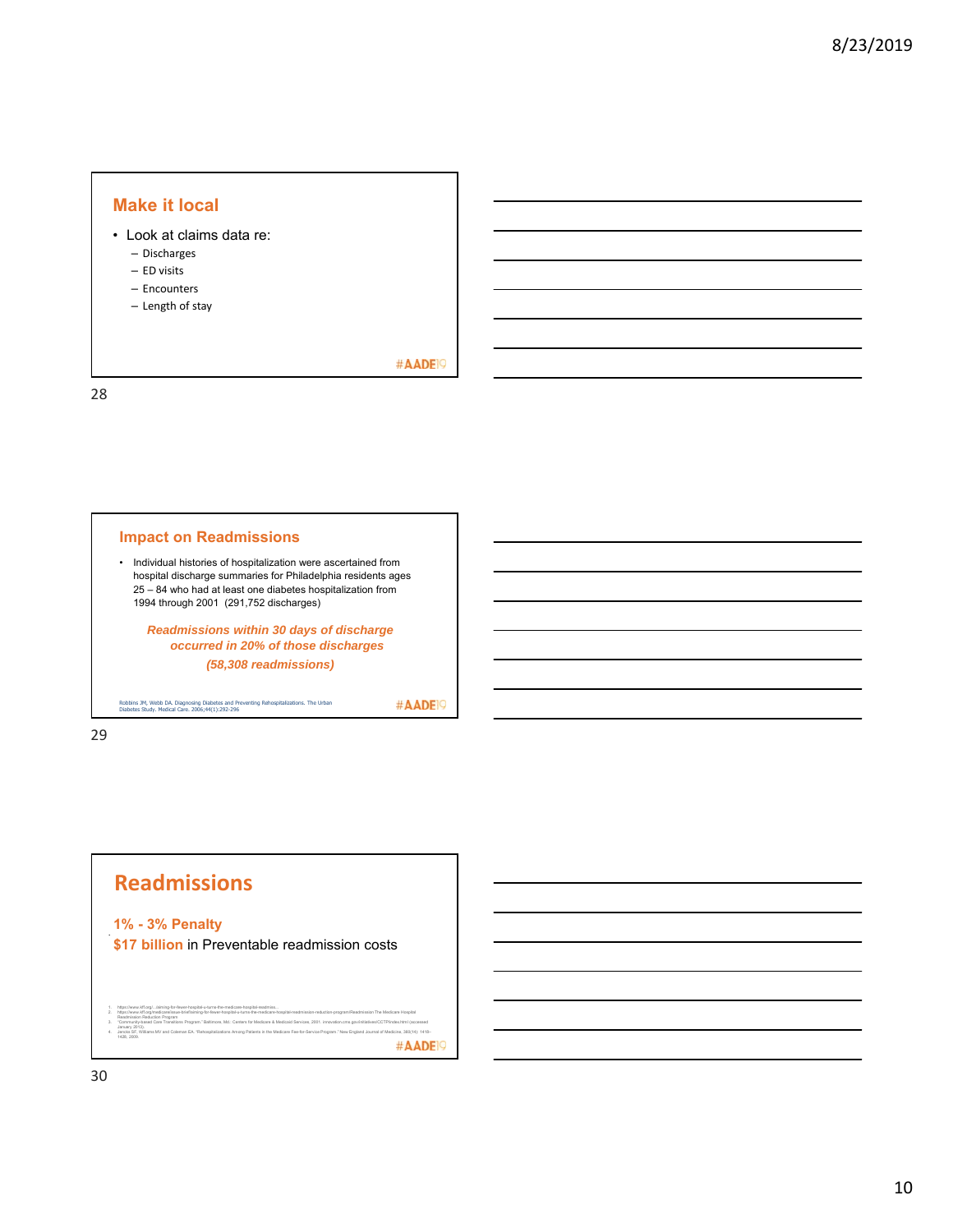## Make it local

- Look at claims data re:
  - Discharges
  - ED visits
  - Encounters
  - Length of stay

#AADE19

## Impact on Readmissions

- Individual histories of hospitalization were ascertained from hospital discharge summaries for Philadelphia residents ages 25 – 84 who had at least one diabetes hospitalization from 1994 through 2001 (291,752 discharges)

***Readmissions within 30 days of discharge occurred in 20% of those discharges***

***(58,308 readmissions)***

Robbins JM, Webb DA. Diagnosing Diabetes and Preventing Rehospitalizations. The Urban Diabetes Study. Medical Care. 2006;44(1):292-296

#AADE19

## Readmissions

**1% - 3% Penalty**

**$17 billion** in Preventable readmission costs

1. https://www.kff.org/.../aiming-for-fewer-hospital-u-turns-the-medicare-hospital-readmis...
2. https://www.kff.org/medicare/issue-brief/aiming-for-fewer-hospital-u-turns-the-medicare-hospital-readmission-reduction-program/Readmission The Medicare Hospital Readmission Reduction Program
3. "Community-based Care Transitions Program." Baltimore, Md.: Centers for Medicare & Medicaid Services, 2001. innovation.cms.gov/initiatives/CCTP/index.html (accessed January 2013).
4. Jencks SF, Williams MV and Coleman EA. "Rehospitalizations Among Patients in the Medicare Fee-for-Service Program." New England Journal of Medicine, 360(14): 1418-1428, 2009.

#AADE19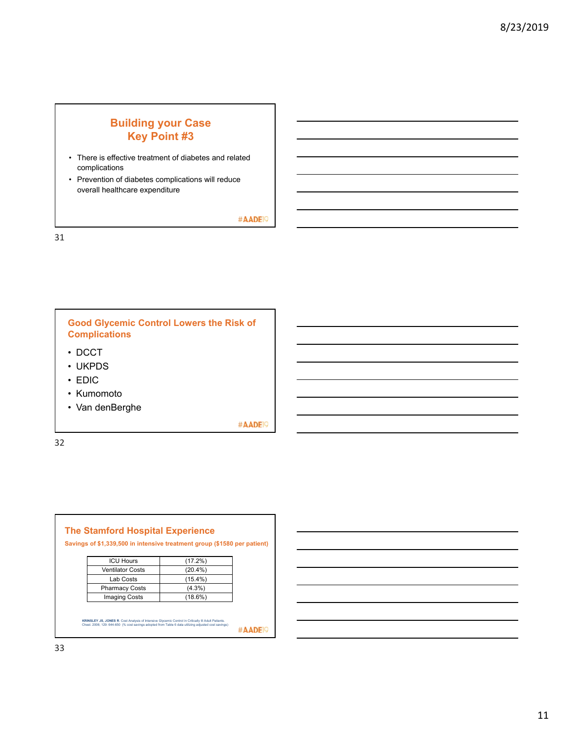## Building your Case
## Key Point #3

- There is effective treatment of diabetes and related complications
- Prevention of diabetes complications will reduce overall healthcare expenditure

#AADE19

## Good Glycemic Control Lowers the Risk of Complications

- DCCT
- UKPDS
- EDIC
- Kumomoto
- Van denBerghe

#AADE19

## The Stamford Hospital Experience

**Savings of $1,339,500 in intensive treatment group ($1580 per patient)**

| | |
|---|---|
| ICU Hours | (17.2%) |
| Ventilator Costs | (20.4%) |
| Lab Costs | (15.4%) |
| Pharmacy Costs | (4.3%) |
| Imaging Costs | (18.6%) |

**KRINSLEY JS, JONES R.** Cost Analysis of Intensive Glycemic Control in Critically Ill Adult Patients. Chest. 2006; 129: 644-650 (% cost savings adopted from Table 6 data utilizing adjusted cost savings)

#AADE19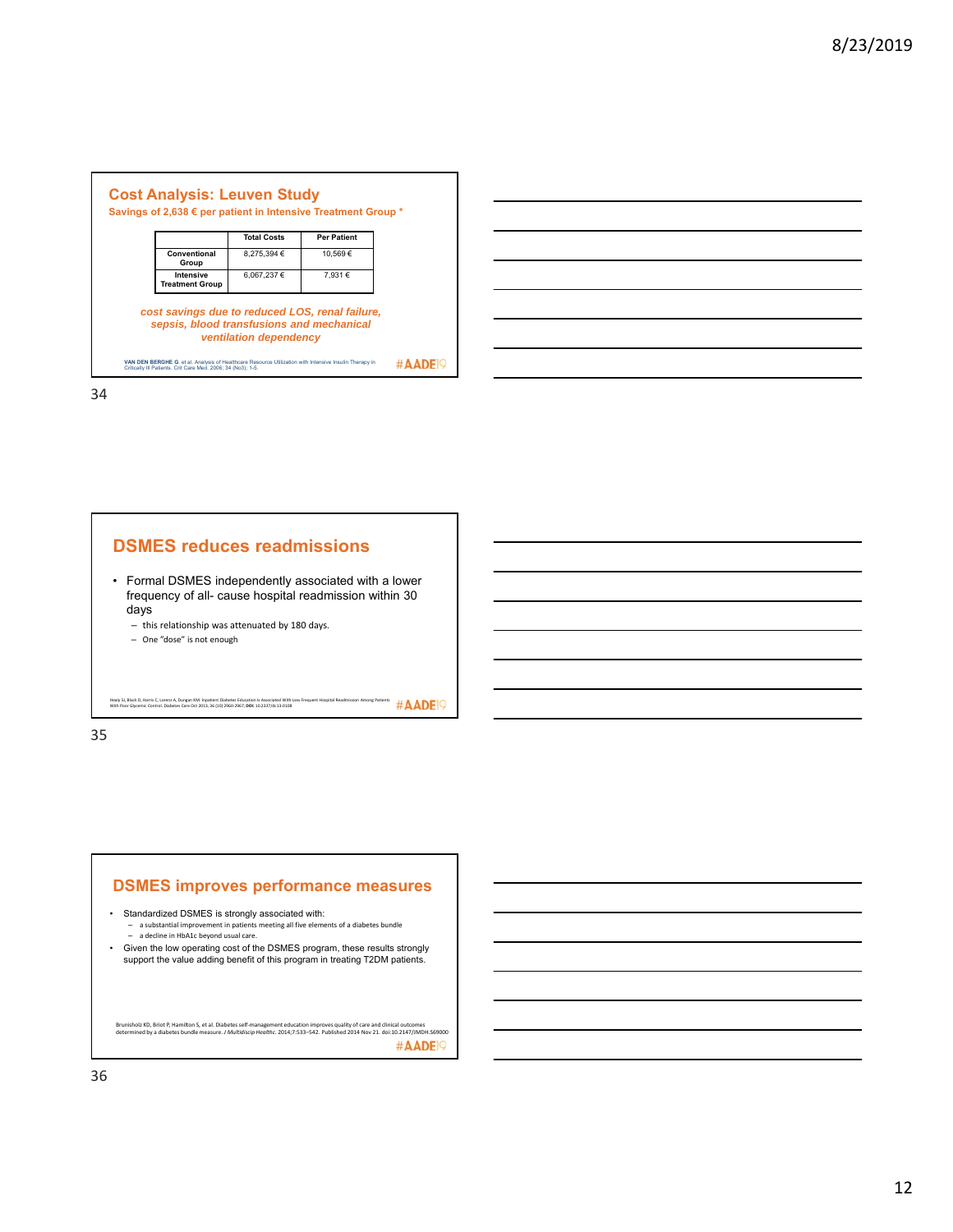## Cost Analysis: Leuven Study

**Savings of 2,638 € per patient in Intensive Treatment Group ***

| | Total Costs | Per Patient |
|---|---|---|
| Conventional Group | 8,275,394 € | 10,569 € |
| Intensive Treatment Group | 6,067,237 € | 7,931 € |

*cost savings due to reduced LOS, renal failure, sepsis, blood transfusions and mechanical ventilation dependency*

**VAN DEN BERGHE G.** et al. Analysis of Healthcare Resource Utilization with Intensive Insulin Therapy in Critically Ill Patients. Crit Care Med. 2006; 34 (No3); 1-5.

#AADE19

## DSMES reduces readmissions

- Formal DSMES independently associated with a lower frequency of all- cause hospital readmission within 30 days
  - this relationship was attenuated by 180 days.
  - One "dose" is not enough

Healy SJ, Black D, Harris C, Lorenz A, Dungan KM. Inpatient Diabetes Education Is Associated With Less Frequent Hospital Readmission Among Patients With Poor Glycemic Control. Diabetes Care Oct 2013, 36 (10) 2960-2967; **DOI:** 10.2337/dc13-0108

#AADE19

## DSMES improves performance measures

- Standardized DSMES is strongly associated with:
  - a substantial improvement in patients meeting all five elements of a diabetes bundle
  - a decline in HbA1c beyond usual care.
- Given the low operating cost of the DSMES program, these results strongly support the value adding benefit of this program in treating T2DM patients.

Brunisholz KD, Briot P, Hamilton S, et al. Diabetes self-management education improves quality of care and clinical outcomes determined by a diabetes bundle measure. *J Multidiscip Healthc.* 2014;7:533–542. Published 2014 Nov 21. doi:10.2147/JMDH.S69000

#AADE19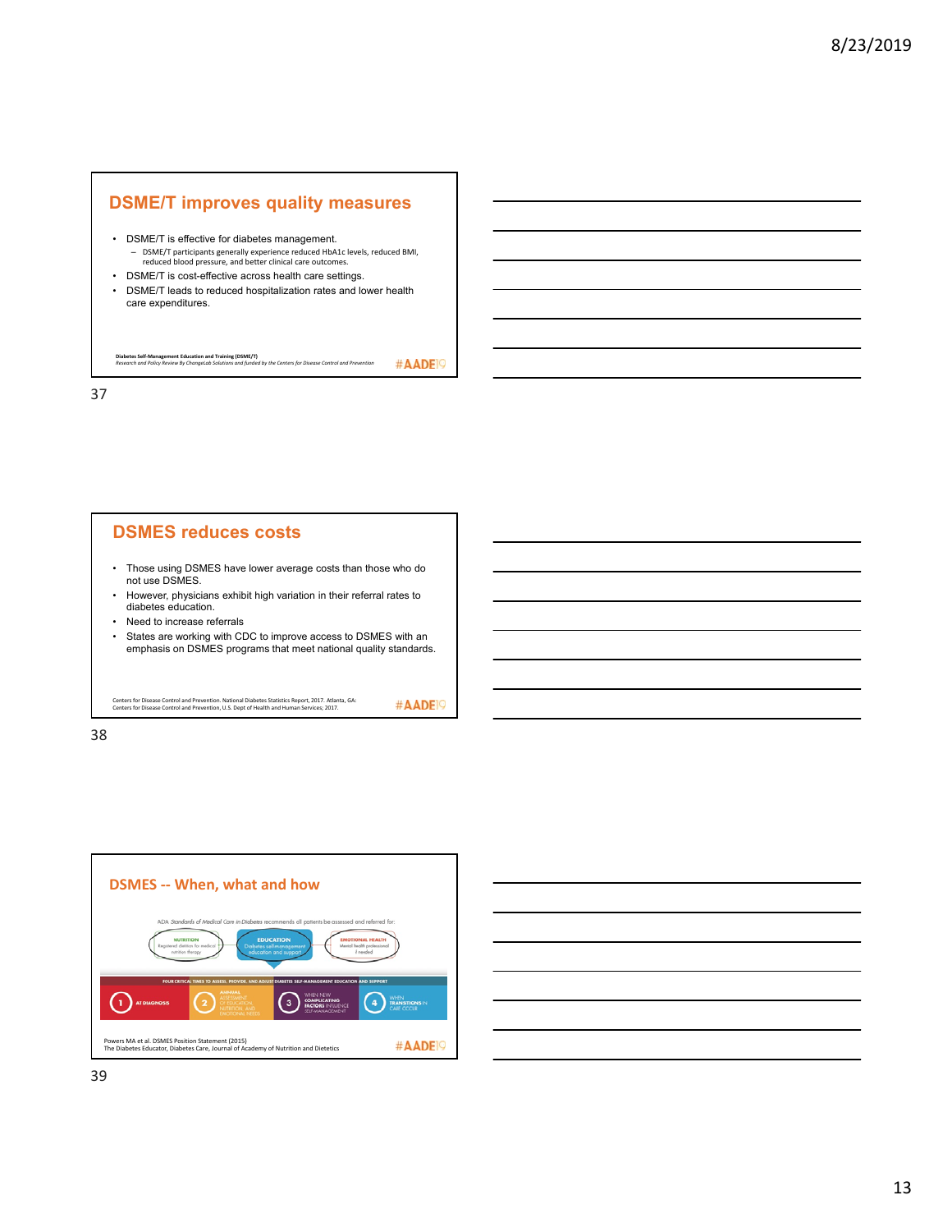## DSME/T improves quality measures

- DSME/T is effective for diabetes management.
  - DSME/T participants generally experience reduced HbA1c levels, reduced BMI, reduced blood pressure, and better clinical care outcomes.
- DSME/T is cost-effective across health care settings.
- DSME/T leads to reduced hospitalization rates and lower health care expenditures.

**Diabetes Self-Management Education and Training (DSME/T)**
*Research and Policy Review By ChangeLab Solutions and funded by the Centers for Disease Control and Prevention*

#AADE19

## DSMES reduces costs

- Those using DSMES have lower average costs than those who do not use DSMES.
- However, physicians exhibit high variation in their referral rates to diabetes education.
- Need to increase referrals
- States are working with CDC to improve access to DSMES with an emphasis on DSMES programs that meet national quality standards.

Centers for Disease Control and Prevention. National Diabetes Statistics Report, 2017. Atlanta, GA: Centers for Disease Control and Prevention, U.S. Dept of Health and Human Services; 2017.

#AADE19

## DSMES -- When, what and how

ADA *Standards of Medical Care in Diabetes* recommends all patients be assessed and referred for:

- NUTRITION: Registered dietitian for medical nutrition therapy
- EDUCATION: Diabetes self-management education and support
- EMOTIONAL HEALTH: Mental health professional if needed

FOUR CRITICAL TIMES TO ASSESS, PROVIDE, AND ADJUST DIABETES SELF-MANAGEMENT EDUCATION AND SUPPORT

1. AT DIAGNOSIS
2. ANNUAL ASSESSMENT OF EDUCATION, NUTRITION, AND EMOTIONAL NEEDS
3. WHEN NEW COMPLICATING FACTORS INFLUENCE SELF-MANAGEMENT
4. WHEN TRANSITIONS IN CARE OCCUR

Powers MA et al. DSMES Position Statement (2015)
The Diabetes Educator, Diabetes Care, Journal of Academy of Nutrition and Dietetics

#AADE19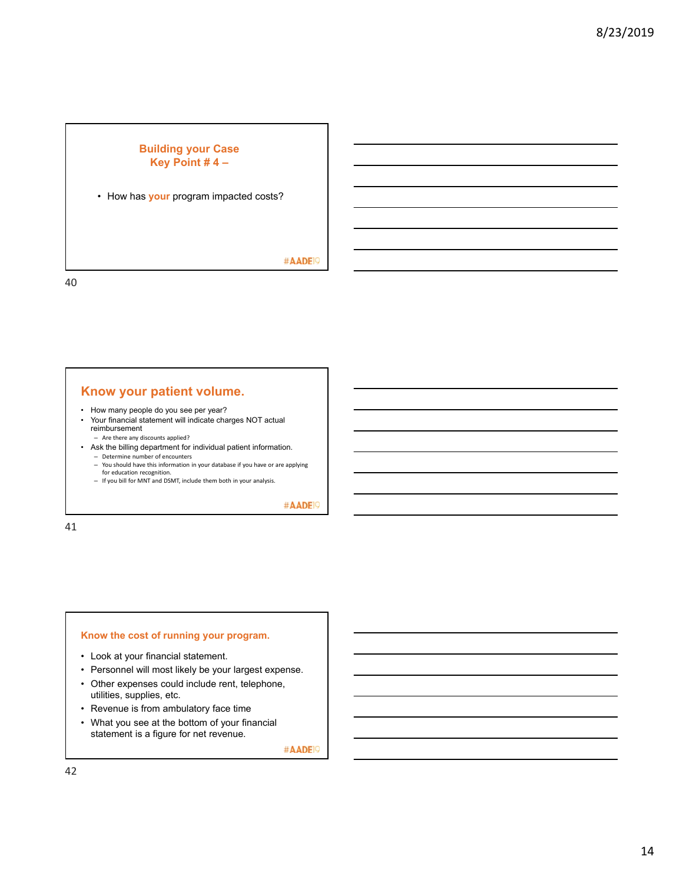## Building your Case
## Key Point # 4 –

- How has **your** program impacted costs?

#AADE19

## Know your patient volume.

- How many people do you see per year?
- Your financial statement will indicate charges NOT actual reimbursement
  - Are there any discounts applied?
- Ask the billing department for individual patient information.
  - Determine number of encounters
  - You should have this information in your database if you have or are applying for education recognition.
  - If you bill for MNT and DSMT, include them both in your analysis.

#AADE19

## Know the cost of running your program.

- Look at your financial statement.
- Personnel will most likely be your largest expense.
- Other expenses could include rent, telephone, utilities, supplies, etc.
- Revenue is from ambulatory face time
- What you see at the bottom of your financial statement is a figure for net revenue.

#AADE19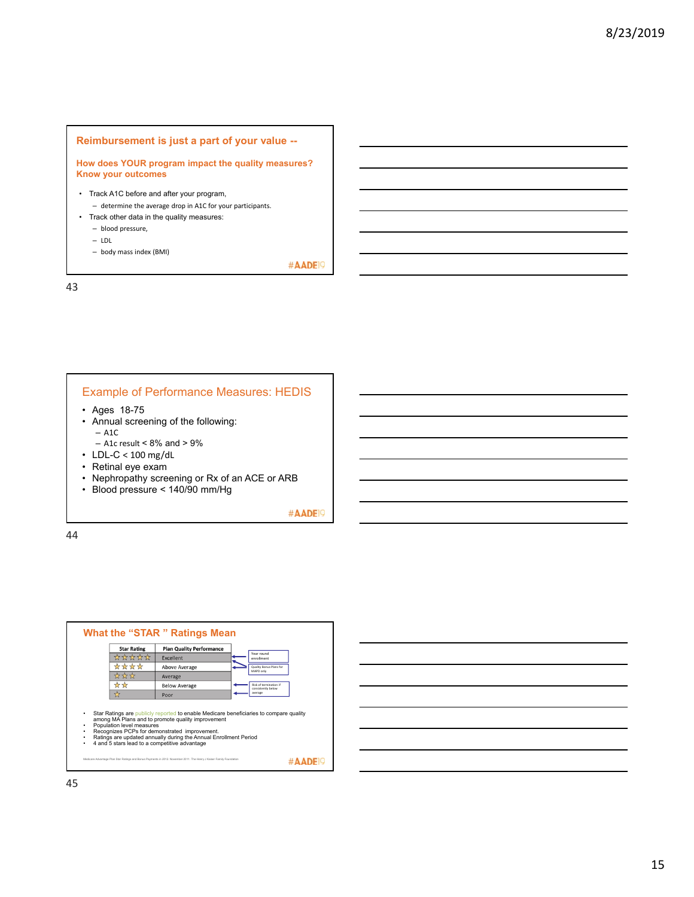## Reimbursement is just a part of your value --

### How does YOUR program impact the quality measures? Know your outcomes

- Track A1C before and after your program,
  - determine the average drop in A1C for your participants.
- Track other data in the quality measures:
  - blood pressure,
  - LDL
  - body mass index (BMI)

#AADE19

## Example of Performance Measures: HEDIS

- Ages 18-75
- Annual screening of the following:
  - A1C
  - A1c result < 8% and > 9%
- LDL-C < 100 mg/dL
- Retinal eye exam
- Nephropathy screening or Rx of an ACE or ARB
- Blood pressure < 140/90 mm/Hg

#AADE19

## What the "STAR " Ratings Mean

| Star Rating | Plan Quality Performance | |
|---|---|---|
| ☆☆☆☆☆ | Excellent | Year round enrollment |
| ☆☆☆☆ | Above Average | Quality Bonus Plans for MAPD only |
| ☆☆☆ | Average | |
| ☆☆ | Below Average | Risk of termination if consistently below average |
| ☆ | Poor | |

- Star Ratings are publicly reported to enable Medicare beneficiaries to compare quality among MA Plans and to promote quality improvement
- Population level measures
- Recognizes PCPs for demonstrated improvement.
- Ratings are updated annually during the Annual Enrollment Period
- 4 and 5 stars lead to a competitive advantage

Medicare Advantage Plan Star Ratings and Bonus Payments in 2012. November 2011. The Henry J Kaiser Family Foundation

#AADE19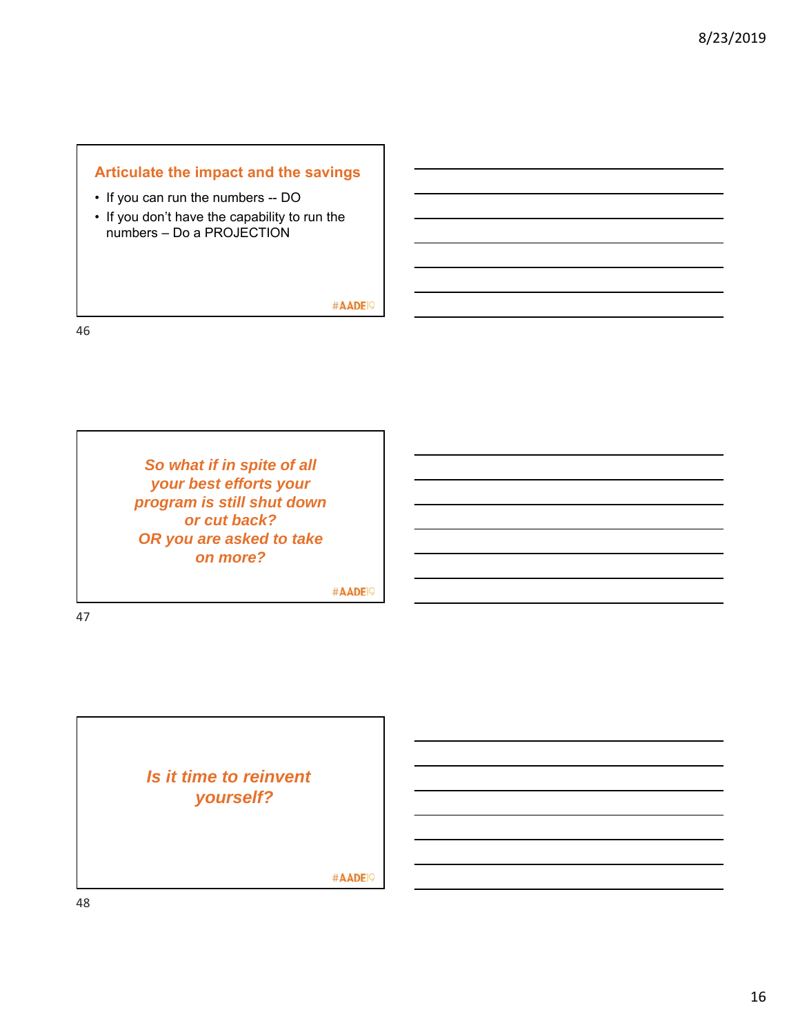## Articulate the impact and the savings

- If you can run the numbers -- DO
- If you don't have the capability to run the numbers – Do a PROJECTION

#AADE19

***So what if in spite of all your best efforts your program is still shut down or cut back?***
***OR you are asked to take on more?***

#AADE19

***Is it time to reinvent yourself?***

#AADE19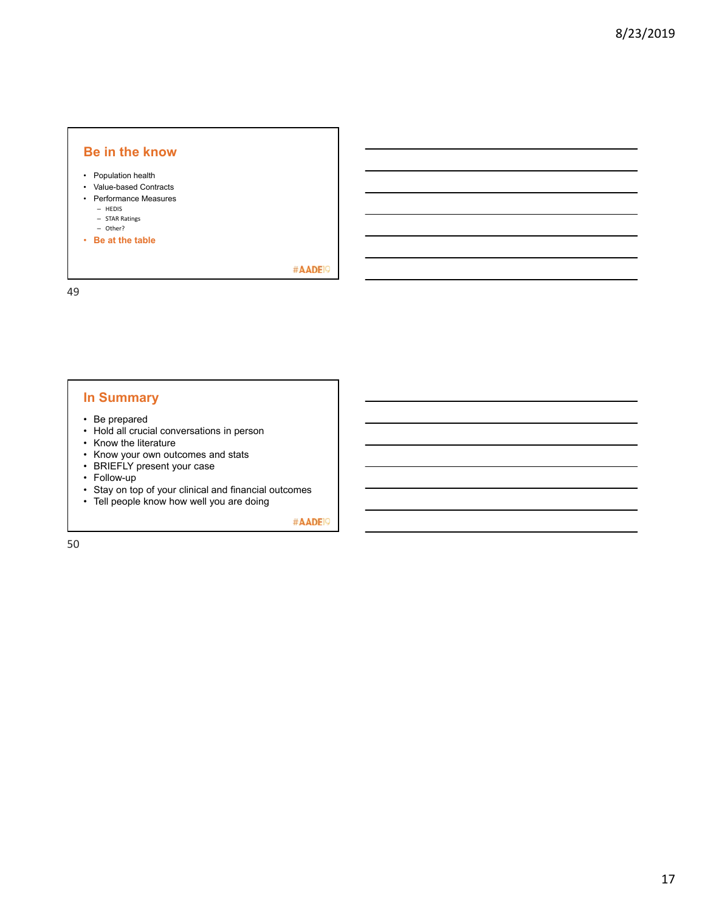## Be in the know

- Population health
- Value-based Contracts
- Performance Measures
  - HEDIS
  - STAR Ratings
  - Other?
- **Be at the table**

#AADE19

## In Summary

- Be prepared
- Hold all crucial conversations in person
- Know the literature
- Know your own outcomes and stats
- BRIEFLY present your case
- Follow-up
- Stay on top of your clinical and financial outcomes
- Tell people know how well you are doing

#AADE19